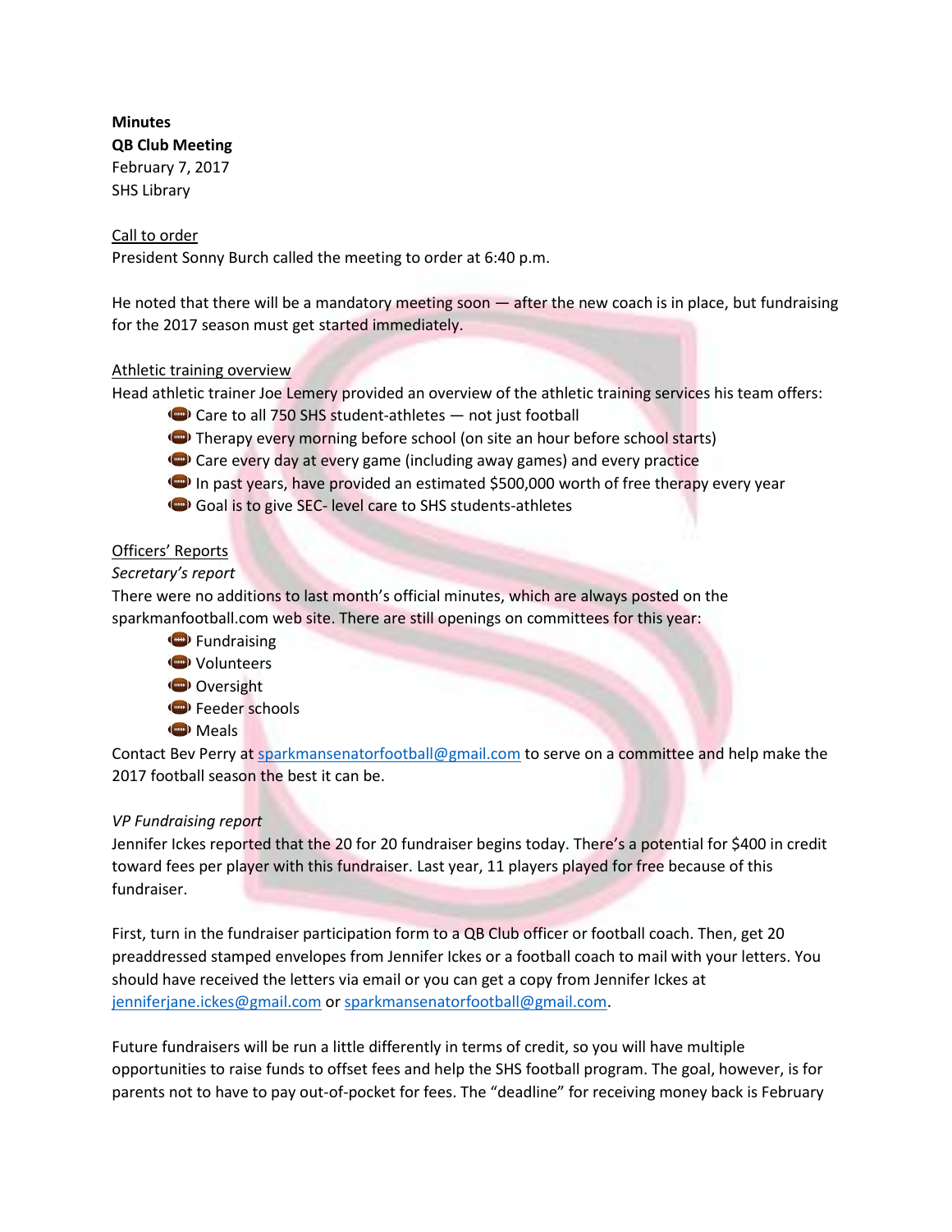**Minutes**
**QB Club Meeting**
February 7, 2017
SHS Library

Call to order
President Sonny Burch called the meeting to order at 6:40 p.m.

He noted that there will be a mandatory meeting soon — after the new coach is in place, but fundraising for the 2017 season must get started immediately.

Athletic training overview
Head athletic trainer Joe Lemery provided an overview of the athletic training services his team offers:

- Care to all 750 SHS student-athletes — not just football
- Therapy every morning before school (on site an hour before school starts)
- Care every day at every game (including away games) and every practice
- In past years, have provided an estimated $500,000 worth of free therapy every year
- Goal is to give SEC- level care to SHS students-athletes

Officers' Reports
*Secretary's report*
There were no additions to last month's official minutes, which are always posted on the sparkmanfootball.com web site. There are still openings on committees for this year:

- Fundraising
- Volunteers
- Oversight
- Feeder schools
- Meals

Contact Bev Perry at sparkmansenatorfootball@gmail.com to serve on a committee and help make the 2017 football season the best it can be.

*VP Fundraising report*
Jennifer Ickes reported that the 20 for 20 fundraiser begins today. There's a potential for $400 in credit toward fees per player with this fundraiser. Last year, 11 players played for free because of this fundraiser.

First, turn in the fundraiser participation form to a QB Club officer or football coach. Then, get 20 preaddressed stamped envelopes from Jennifer Ickes or a football coach to mail with your letters. You should have received the letters via email or you can get a copy from Jennifer Ickes at jenniferjane.ickes@gmail.com or sparkmansenatorfootball@gmail.com.

Future fundraisers will be run a little differently in terms of credit, so you will have multiple opportunities to raise funds to offset fees and help the SHS football program. The goal, however, is for parents not to have to pay out-of-pocket for fees. The "deadline" for receiving money back is February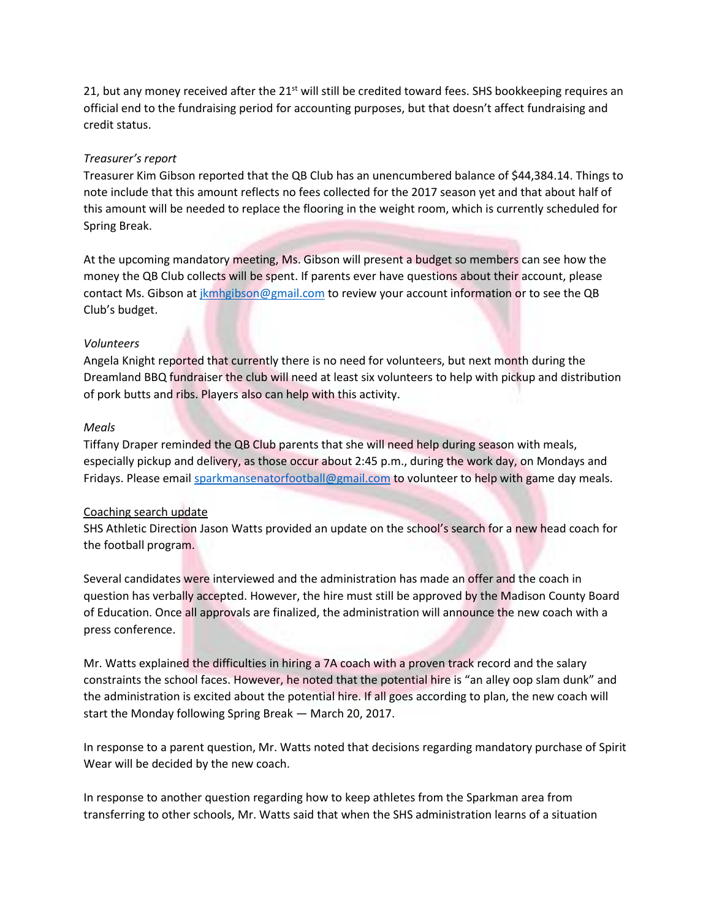21, but any money received after the 21st will still be credited toward fees. SHS bookkeeping requires an official end to the fundraising period for accounting purposes, but that doesn't affect fundraising and credit status.

*Treasurer's report*

Treasurer Kim Gibson reported that the QB Club has an unencumbered balance of $44,384.14. Things to note include that this amount reflects no fees collected for the 2017 season yet and that about half of this amount will be needed to replace the flooring in the weight room, which is currently scheduled for Spring Break.

At the upcoming mandatory meeting, Ms. Gibson will present a budget so members can see how the money the QB Club collects will be spent. If parents ever have questions about their account, please contact Ms. Gibson at jkmhgibson@gmail.com to review your account information or to see the QB Club's budget.

*Volunteers*

Angela Knight reported that currently there is no need for volunteers, but next month during the Dreamland BBQ fundraiser the club will need at least six volunteers to help with pickup and distribution of pork butts and ribs. Players also can help with this activity.

*Meals*

Tiffany Draper reminded the QB Club parents that she will need help during season with meals, especially pickup and delivery, as those occur about 2:45 p.m., during the work day, on Mondays and Fridays. Please email sparkmansenatorfootball@gmail.com to volunteer to help with game day meals.

<u>Coaching search update</u>

SHS Athletic Direction Jason Watts provided an update on the school's search for a new head coach for the football program.

Several candidates were interviewed and the administration has made an offer and the coach in question has verbally accepted. However, the hire must still be approved by the Madison County Board of Education. Once all approvals are finalized, the administration will announce the new coach with a press conference.

Mr. Watts explained the difficulties in hiring a 7A coach with a proven track record and the salary constraints the school faces. However, he noted that the potential hire is "an alley oop slam dunk" and the administration is excited about the potential hire. If all goes according to plan, the new coach will start the Monday following Spring Break — March 20, 2017.

In response to a parent question, Mr. Watts noted that decisions regarding mandatory purchase of Spirit Wear will be decided by the new coach.

In response to another question regarding how to keep athletes from the Sparkman area from transferring to other schools, Mr. Watts said that when the SHS administration learns of a situation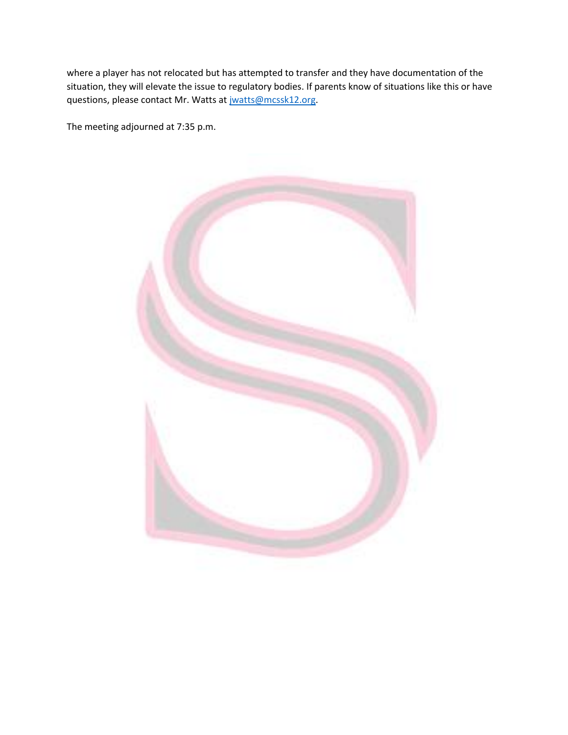where a player has not relocated but has attempted to transfer and they have documentation of the situation, they will elevate the issue to regulatory bodies. If parents know of situations like this or have questions, please contact Mr. Watts at jwatts@mcssk12.org.

The meeting adjourned at 7:35 p.m.